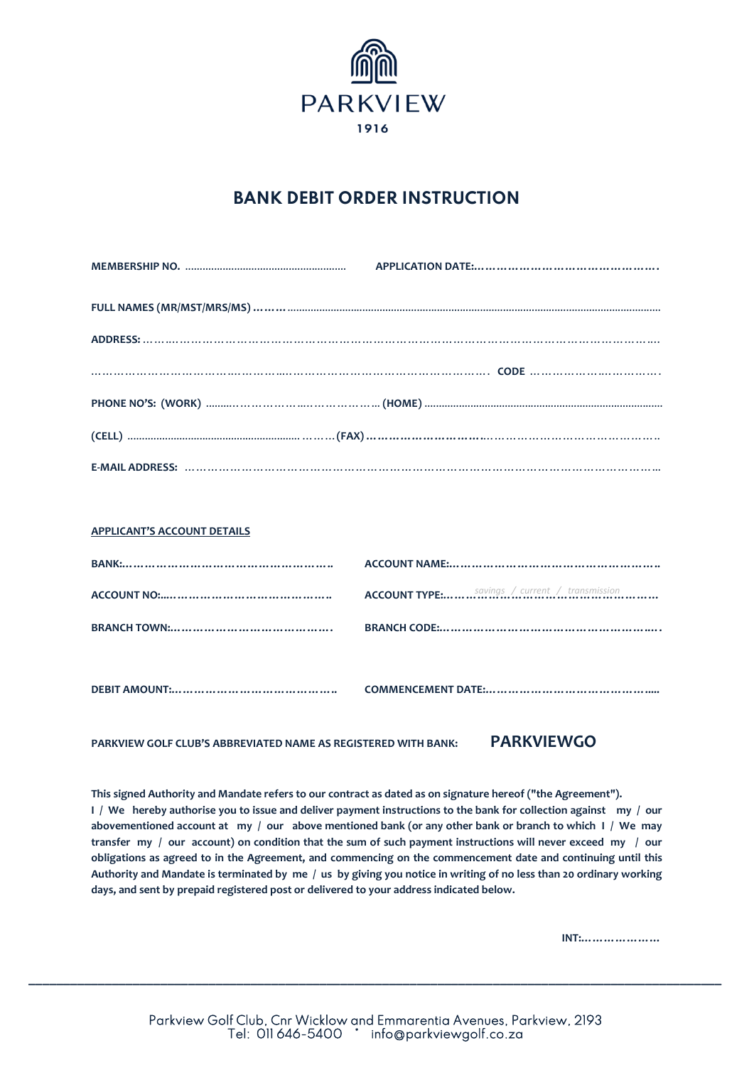PARKVIEW

1916

# BANK DEBIT ORDER INSTRUCTION

**MEMBERSHIP NO.** ........................................................ **APPLICATION DATE:**……………………………………….

**FULL NAMES (MR/MST/MRS/MS)** ………...............................................................................................................................

**ADDRESS:** ………………………………………………………………………………………………………….

…………………………………………..……………………………………….. **CODE** …………………………….

**PHONE NO'S: (WORK)** ..........………………..………………. **(HOME)** ...................................................................................

**(CELL)** ........................................................... ………**(FAX)** ……………………………………………………………………

**E-MAIL ADDRESS:** …………………………………………………………………………………………………….

**APPLICANT'S ACCOUNT DETAILS**

**BANK:**……………………………………………… **ACCOUNT NAME:**………………………………………………

**ACCOUNT NO:**...………………………………… **ACCOUNT TYPE:**……*savings / current / transmission*…………

**BRANCH TOWN:**…………………………………. **BRANCH CODE:**………………………………………………..

**DEBIT AMOUNT:**…………………………………… **COMMENCEMENT DATE:**……………………………………....

**PARKVIEW GOLF CLUB'S ABBREVIATED NAME AS REGISTERED WITH BANK:** **PARKVIEWGO**

**This signed Authority and Mandate refers to our contract as dated as on signature hereof ("the Agreement"). I / We hereby authorise you to issue and deliver payment instructions to the bank for collection against my / our abovementioned account at my / our above mentioned bank (or any other bank or branch to which I / We may transfer my / our account) on condition that the sum of such payment instructions will never exceed my / our obligations as agreed to in the Agreement, and commencing on the commencement date and continuing until this Authority and Mandate is terminated by me / us by giving you notice in writing of no less than 20 ordinary working days, and sent by prepaid registered post or delivered to your address indicated below.**

**INT:**…………………

Parkview Golf Club, Cnr Wicklow and Emmarentia Avenues, Parkview, 2193
Tel: 011 646-5400 * info@parkviewgolf.co.za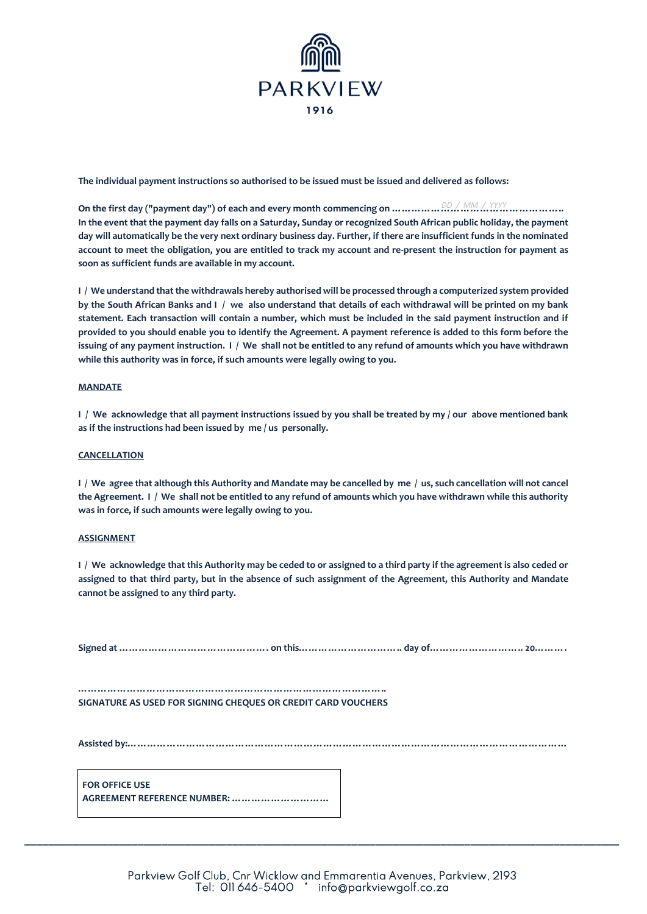PARKVIEW

1916

**The individual payment instructions so authorised to be issued must be issued and delivered as follows:**

**On the first day ("payment day") of each and every month commencing on ……………………………………………..** *DD / MM / YYYY*
**In the event that the payment day falls on a Saturday, Sunday or recognized South African public holiday, the payment day will automatically be the very next ordinary business day. Further, if there are insufficient funds in the nominated account to meet the obligation, you are entitled to track my account and re-present the instruction for payment as soon as sufficient funds are available in my account.**

**I / We understand that the withdrawals hereby authorised will be processed through a computerized system provided by the South African Banks and I / we also understand that details of each withdrawal will be printed on my bank statement. Each transaction will contain a number, which must be included in the said payment instruction and if provided to you should enable you to identify the Agreement. A payment reference is added to this form before the issuing of any payment instruction. I / We shall not be entitled to any refund of amounts which you have withdrawn while this authority was in force, if such amounts were legally owing to you.**

**MANDATE**

**I / We acknowledge that all payment instructions issued by you shall be treated by my / our above mentioned bank as if the instructions had been issued by me / us personally.**

**CANCELLATION**

**I / We agree that although this Authority and Mandate may be cancelled by me / us, such cancellation will not cancel the Agreement. I / We shall not be entitled to any refund of amounts which you have withdrawn while this authority was in force, if such amounts were legally owing to you.**

**ASSIGNMENT**

**I / We acknowledge that this Authority may be ceded to or assigned to a third party if the agreement is also ceded or assigned to that third party, but in the absence of such assignment of the Agreement, this Authority and Mandate cannot be assigned to any third party.**

**Signed at ………………………………………. on this…………………………….. day of……………………….. 20………**

**………………………………………………………………………………….**
**SIGNATURE AS USED FOR SIGNING CHEQUES OR CREDIT CARD VOUCHERS**

**Assisted by:…………………………………………………………………………………………………………………**

**FOR OFFICE USE**
**AGREEMENT REFERENCE NUMBER: …………………………**

Parkview Golf Club, Cnr Wicklow and Emmarentia Avenues, Parkview, 2193
Tel: 011 646-5400 * info@parkviewgolf.co.za